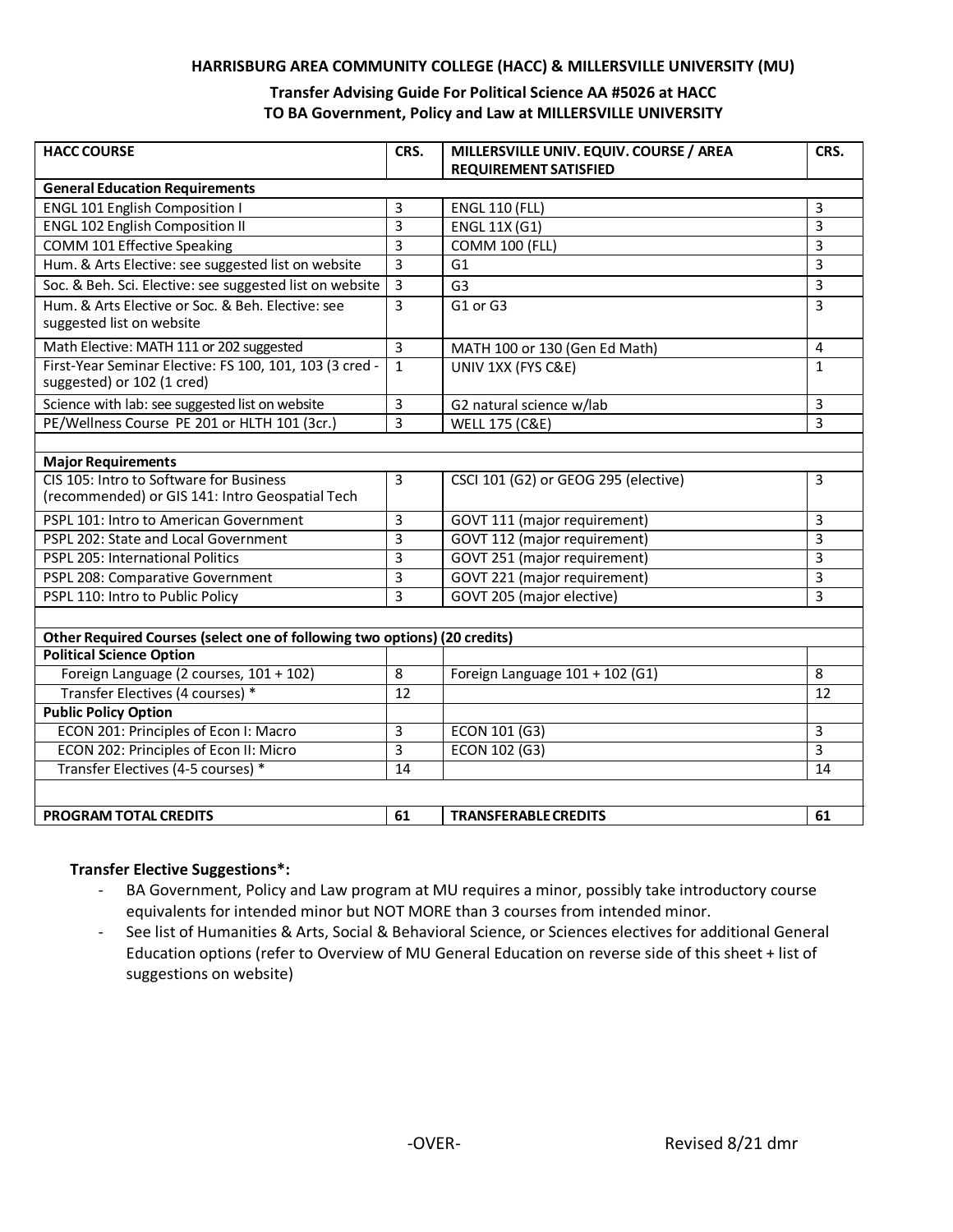**HARRISBURG AREA COMMUNITY COLLEGE (HACC) & MILLERSVILLE UNIVERSITY (MU)**

**Transfer Advising Guide For Political Science AA #5026 at HACC**
**TO BA Government, Policy and Law at MILLERSVILLE UNIVERSITY**

| HACC COURSE | CRS. | MILLERSVILLE UNIV. EQUIV. COURSE / AREA REQUIREMENT SATISFIED | CRS. |
|---|---|---|---|
| **General Education Requirements** | | | |
| ENGL 101 English Composition I | 3 | ENGL 110 (FLL) | 3 |
| ENGL 102 English Composition II | 3 | ENGL 11X (G1) | 3 |
| COMM 101 Effective Speaking | 3 | COMM 100 (FLL) | 3 |
| Hum. & Arts Elective: see suggested list on website | 3 | G1 | 3 |
| Soc. & Beh. Sci. Elective: see suggested list on website | 3 | G3 | 3 |
| Hum. & Arts Elective or Soc. & Beh. Elective: see suggested list on website | 3 | G1 or G3 | 3 |
| Math Elective: MATH 111 or 202 suggested | 3 | MATH 100 or 130 (Gen Ed Math) | 4 |
| First-Year Seminar Elective: FS 100, 101, 103 (3 cred - suggested) or 102 (1 cred) | 1 | UNIV 1XX (FYS C&E) | 1 |
| Science with lab: see suggested list on website | 3 | G2 natural science w/lab | 3 |
| PE/Wellness Course PE 201 or HLTH 101 (3cr.) | 3 | WELL 175 (C&E) | 3 |
| | | | |
| **Major Requirements** | | | |
| CIS 105: Intro to Software for Business (recommended) or GIS 141: Intro Geospatial Tech | 3 | CSCI 101 (G2) or GEOG 295 (elective) | 3 |
| PSPL 101: Intro to American Government | 3 | GOVT 111 (major requirement) | 3 |
| PSPL 202: State and Local Government | 3 | GOVT 112 (major requirement) | 3 |
| PSPL 205: International Politics | 3 | GOVT 251 (major requirement) | 3 |
| PSPL 208: Comparative Government | 3 | GOVT 221 (major requirement) | 3 |
| PSPL 110: Intro to Public Policy | 3 | GOVT 205 (major elective) | 3 |
| | | | |
| **Other Required Courses (select one of following two options) (20 credits)** | | | |
| **Political Science Option** | | | |
| Foreign Language (2 courses, 101 + 102) | 8 | Foreign Language 101 + 102 (G1) | 8 |
| Transfer Electives (4 courses) * | 12 | | 12 |
| **Public Policy Option** | | | |
| ECON 201: Principles of Econ I: Macro | 3 | ECON 101 (G3) | 3 |
| ECON 202: Principles of Econ II: Micro | 3 | ECON 102 (G3) | 3 |
| Transfer Electives (4-5 courses) * | 14 | | 14 |
| | | | |
| **PROGRAM TOTAL CREDITS** | **61** | **TRANSFERABLE CREDITS** | **61** |

**Transfer Elective Suggestions*:**

- BA Government, Policy and Law program at MU requires a minor, possibly take introductory course equivalents for intended minor but NOT MORE than 3 courses from intended minor.
- See list of Humanities & Arts, Social & Behavioral Science, or Sciences electives for additional General Education options (refer to Overview of MU General Education on reverse side of this sheet + list of suggestions on website)

-OVER-

Revised 8/21 dmr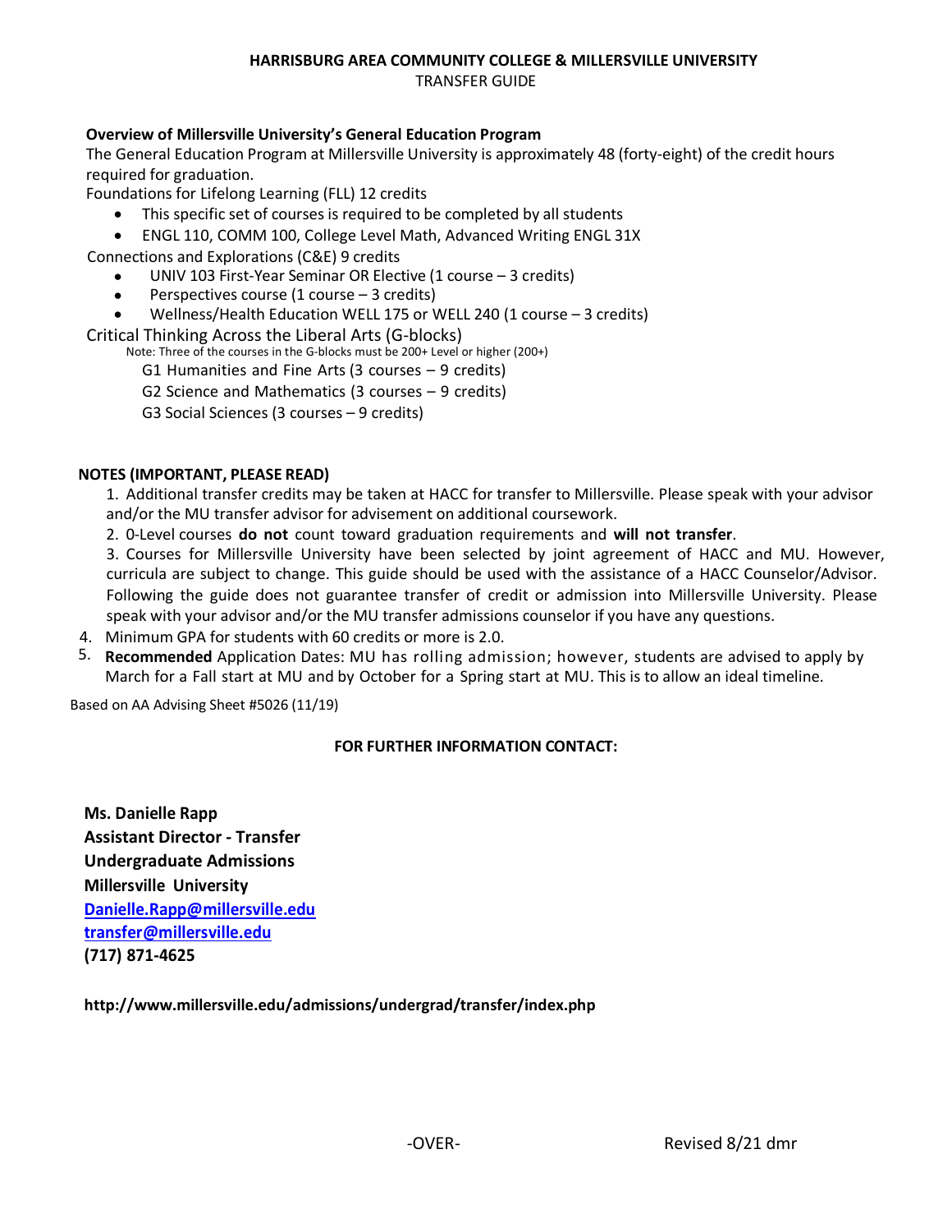# HARRISBURG AREA COMMUNITY COLLEGE & MILLERSVILLE UNIVERSITY

TRANSFER GUIDE

**Overview of Millersville University's General Education Program**

The General Education Program at Millersville University is approximately 48 (forty-eight) of the credit hours required for graduation.

Foundations for Lifelong Learning (FLL) 12 credits

- This specific set of courses is required to be completed by all students
- ENGL 110, COMM 100, College Level Math, Advanced Writing ENGL 31X

Connections and Explorations (C&E) 9 credits

- UNIV 103 First-Year Seminar OR Elective (1 course – 3 credits)
- Perspectives course (1 course – 3 credits)
- Wellness/Health Education WELL 175 or WELL 240 (1 course – 3 credits)

Critical Thinking Across the Liberal Arts (G-blocks)

Note: Three of the courses in the G-blocks must be 200+ Level or higher (200+)

G1 Humanities and Fine Arts (3 courses – 9 credits)

G2 Science and Mathematics (3 courses – 9 credits)

G3 Social Sciences (3 courses – 9 credits)

**NOTES (IMPORTANT, PLEASE READ)**

1. Additional transfer credits may be taken at HACC for transfer to Millersville. Please speak with your advisor and/or the MU transfer advisor for advisement on additional coursework.
2. 0-Level courses **do not** count toward graduation requirements and **will not transfer**.
3. Courses for Millersville University have been selected by joint agreement of HACC and MU. However, curricula are subject to change. This guide should be used with the assistance of a HACC Counselor/Advisor. Following the guide does not guarantee transfer of credit or admission into Millersville University. Please speak with your advisor and/or the MU transfer admissions counselor if you have any questions.
4. Minimum GPA for students with 60 credits or more is 2.0.
5. **Recommended** Application Dates: MU has rolling admission; however, students are advised to apply by March for a Fall start at MU and by October for a Spring start at MU. This is to allow an ideal timeline.

Based on AA Advising Sheet #5026 (11/19)

**FOR FURTHER INFORMATION CONTACT:**

**Ms. Danielle Rapp**
**Assistant Director - Transfer**
**Undergraduate Admissions**
**Millersville University**
**Danielle.Rapp@millersville.edu**
**transfer@millersville.edu**
**(717) 871-4625**

**http://www.millersville.edu/admissions/undergrad/transfer/index.php**

-OVER-

Revised 8/21 dmr